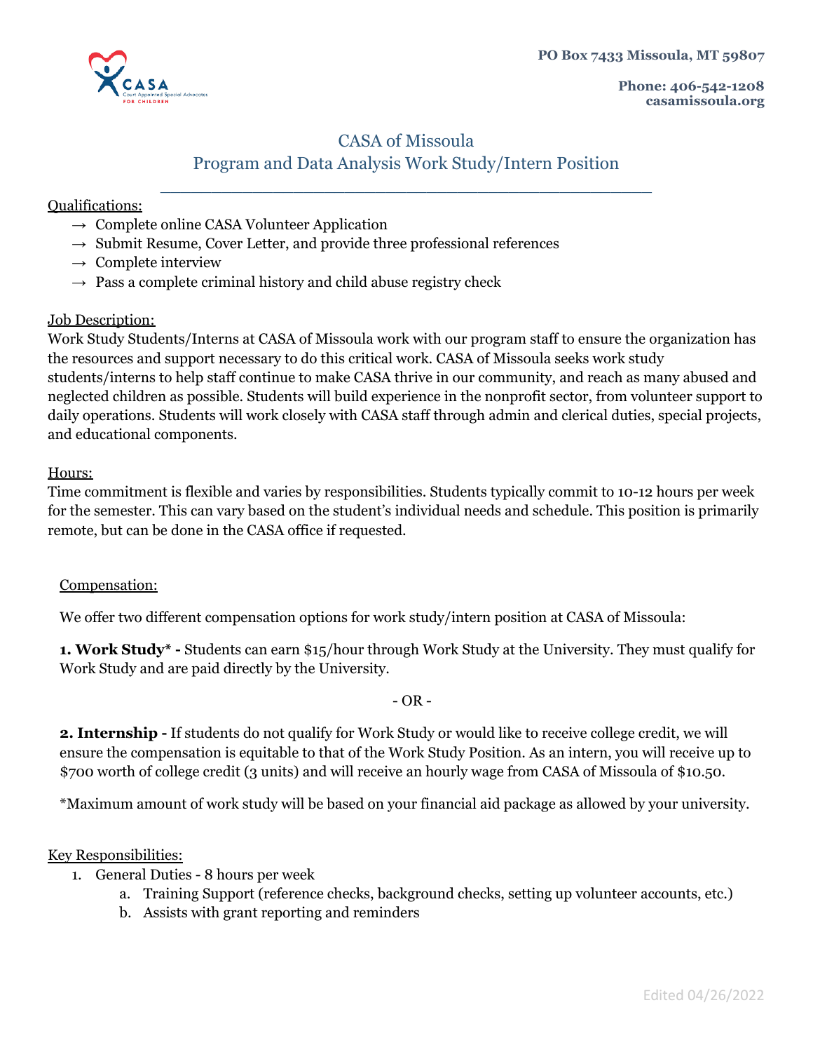PO Box 7433 Missoula, MT 59807

Phone: 406-542-1208
casamissoula.org

# CASA of Missoula
## Program and Data Analysis Work Study/Intern Position

---

Qualifications:

→ Complete online CASA Volunteer Application
→ Submit Resume, Cover Letter, and provide three professional references
→ Complete interview
→ Pass a complete criminal history and child abuse registry check

Job Description:

Work Study Students/Interns at CASA of Missoula work with our program staff to ensure the organization has the resources and support necessary to do this critical work. CASA of Missoula seeks work study students/interns to help staff continue to make CASA thrive in our community, and reach as many abused and neglected children as possible. Students will build experience in the nonprofit sector, from volunteer support to daily operations. Students will work closely with CASA staff through admin and clerical duties, special projects, and educational components.

Hours:

Time commitment is flexible and varies by responsibilities. Students typically commit to 10-12 hours per week for the semester. This can vary based on the student's individual needs and schedule. This position is primarily remote, but can be done in the CASA office if requested.

Compensation:

We offer two different compensation options for work study/intern position at CASA of Missoula:

**1. Work Study\* -** Students can earn $15/hour through Work Study at the University. They must qualify for Work Study and are paid directly by the University.

- OR -

**2. Internship -** If students do not qualify for Work Study or would like to receive college credit, we will ensure the compensation is equitable to that of the Work Study Position. As an intern, you will receive up to $700 worth of college credit (3 units) and will receive an hourly wage from CASA of Missoula of $10.50.

*Maximum amount of work study will be based on your financial aid package as allowed by your university.

Key Responsibilities:

1. General Duties - 8 hours per week
   a. Training Support (reference checks, background checks, setting up volunteer accounts, etc.)
   b. Assists with grant reporting and reminders

Edited 04/26/2022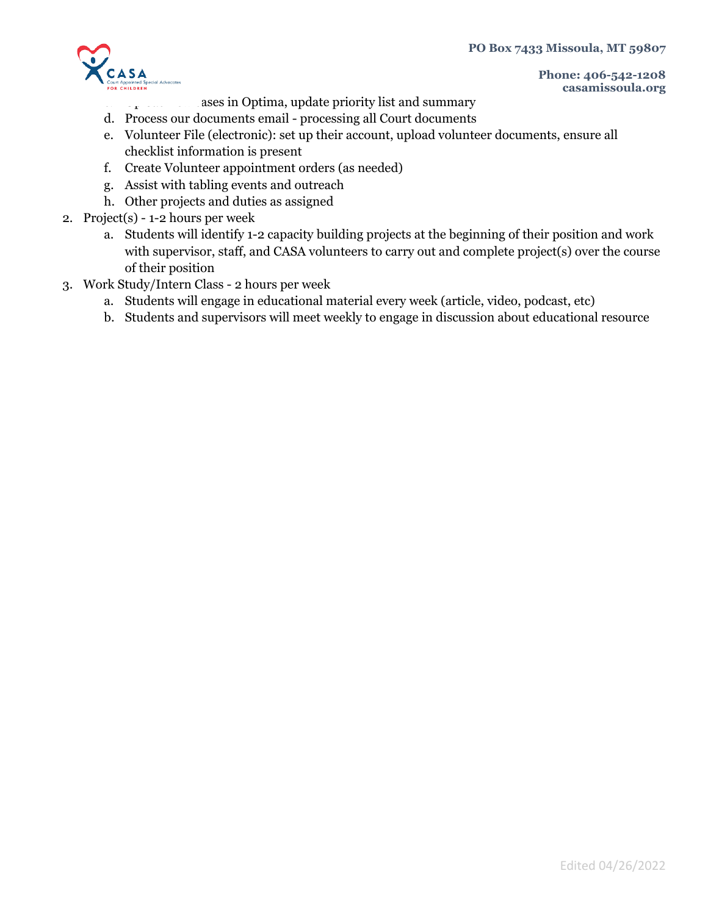c. Update cases in Optima, update priority list and summary
d. Process our documents email - processing all Court documents
e. Volunteer File (electronic): set up their account, upload volunteer documents, ensure all checklist information is present
f. Create Volunteer appointment orders (as needed)
g. Assist with tabling events and outreach
h. Other projects and duties as assigned

2. Project(s) - 1-2 hours per week
   a. Students will identify 1-2 capacity building projects at the beginning of their position and work with supervisor, staff, and CASA volunteers to carry out and complete project(s) over the course of their position
3. Work Study/Intern Class - 2 hours per week
   a. Students will engage in educational material every week (article, video, podcast, etc)
   b. Students and supervisors will meet weekly to engage in discussion about educational resource